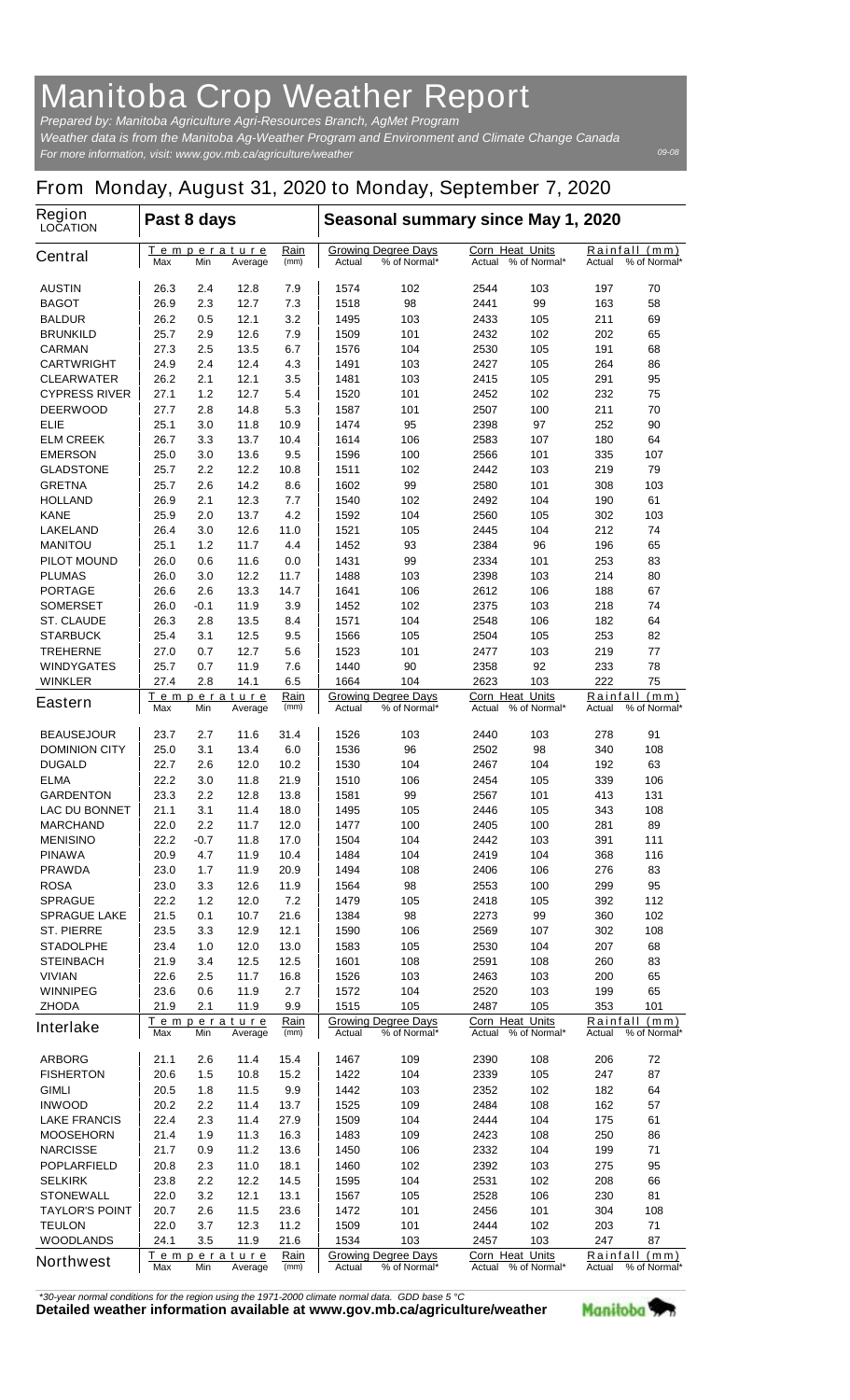# Manitoba Crop Weather Report

*Prepared by: Manitoba Agriculture Agri-Resources Branch, AgMet Program*
*Weather data is from the Manitoba Ag-Weather Program and Environment and Climate Change Canada*
*For more information, visit: www.gov.mb.ca/agriculture/weather*

09-08

## From Monday, August 31, 2020 to Monday, September 7, 2020

| Region LOCATION | Past 8 days | | | | Seasonal summary since May 1, 2020 | | | | | |
|---|---|---|---|---|---|---|---|---|---|---|
| **Central** | Temperature | | | Rain | Growing Degree Days | | Corn Heat Units | | Rainfall (mm) | |
| | Max | Min | Average | (mm) | Actual | % of Normal* | Actual | % of Normal* | Actual | % of Normal* |
| AUSTIN | 26.3 | 2.4 | 12.8 | 7.9 | 1574 | 102 | 2544 | 103 | 197 | 70 |
| BAGOT | 26.9 | 2.3 | 12.7 | 7.3 | 1518 | 98 | 2441 | 99 | 163 | 58 |
| BALDUR | 26.2 | 0.5 | 12.1 | 3.2 | 1495 | 103 | 2433 | 105 | 211 | 69 |
| BRUNKILD | 25.7 | 2.9 | 12.6 | 7.9 | 1509 | 101 | 2432 | 102 | 202 | 65 |
| CARMAN | 27.3 | 2.5 | 13.5 | 6.7 | 1576 | 104 | 2530 | 105 | 191 | 68 |
| CARTWRIGHT | 24.9 | 2.4 | 12.4 | 4.3 | 1491 | 103 | 2427 | 105 | 264 | 86 |
| CLEARWATER | 26.2 | 2.1 | 12.1 | 3.5 | 1481 | 103 | 2415 | 105 | 291 | 95 |
| CYPRESS RIVER | 27.1 | 1.2 | 12.7 | 5.4 | 1520 | 101 | 2452 | 102 | 232 | 75 |
| DEERWOOD | 27.7 | 2.8 | 14.8 | 5.3 | 1587 | 101 | 2507 | 100 | 211 | 70 |
| ELIE | 25.1 | 3.0 | 11.8 | 10.9 | 1474 | 95 | 2398 | 97 | 252 | 90 |
| ELM CREEK | 26.7 | 3.3 | 13.7 | 10.4 | 1614 | 106 | 2583 | 107 | 180 | 64 |
| EMERSON | 25.0 | 3.0 | 13.6 | 9.5 | 1596 | 100 | 2566 | 101 | 335 | 107 |
| GLADSTONE | 25.7 | 2.2 | 12.2 | 10.8 | 1511 | 102 | 2442 | 103 | 219 | 79 |
| GRETNA | 25.7 | 2.6 | 14.2 | 8.6 | 1602 | 99 | 2580 | 101 | 308 | 103 |
| HOLLAND | 26.9 | 2.1 | 12.3 | 7.7 | 1540 | 102 | 2492 | 104 | 190 | 61 |
| KANE | 25.9 | 2.0 | 13.7 | 4.2 | 1592 | 104 | 2560 | 105 | 302 | 103 |
| LAKELAND | 26.4 | 3.0 | 12.6 | 11.0 | 1521 | 105 | 2445 | 104 | 212 | 74 |
| MANITOU | 25.1 | 1.2 | 11.7 | 4.4 | 1452 | 93 | 2384 | 96 | 196 | 65 |
| PILOT MOUND | 26.0 | 0.6 | 11.6 | 0.0 | 1431 | 99 | 2334 | 101 | 253 | 83 |
| PLUMAS | 26.0 | 3.0 | 12.2 | 11.7 | 1488 | 103 | 2398 | 103 | 214 | 80 |
| PORTAGE | 26.6 | 2.6 | 13.3 | 14.7 | 1641 | 106 | 2612 | 106 | 188 | 67 |
| SOMERSET | 26.0 | -0.1 | 11.9 | 3.9 | 1452 | 102 | 2375 | 103 | 218 | 74 |
| ST. CLAUDE | 26.3 | 2.8 | 13.5 | 8.4 | 1571 | 104 | 2548 | 106 | 182 | 64 |
| STARBUCK | 25.4 | 3.1 | 12.5 | 9.5 | 1566 | 105 | 2504 | 105 | 253 | 82 |
| TREHERNE | 27.0 | 0.7 | 12.7 | 5.6 | 1523 | 101 | 2477 | 103 | 219 | 77 |
| WINDYGATES | 25.7 | 0.7 | 11.9 | 7.6 | 1440 | 90 | 2358 | 92 | 233 | 78 |
| WINKLER | 27.4 | 2.8 | 14.1 | 6.5 | 1664 | 104 | 2623 | 103 | 222 | 75 |
| **Eastern** | Temperature | | | Rain | Growing Degree Days | | Corn Heat Units | | Rainfall (mm) | |
| | Max | Min | Average | (mm) | Actual | % of Normal* | Actual | % of Normal* | Actual | % of Normal* |
| BEAUSEJOUR | 23.7 | 2.7 | 11.6 | 31.4 | 1526 | 103 | 2440 | 103 | 278 | 91 |
| DOMINION CITY | 25.0 | 3.1 | 13.4 | 6.0 | 1536 | 96 | 2502 | 98 | 340 | 108 |
| DUGALD | 22.7 | 2.6 | 12.0 | 10.2 | 1530 | 104 | 2467 | 104 | 192 | 63 |
| ELMA | 22.2 | 3.0 | 11.8 | 21.9 | 1510 | 106 | 2454 | 105 | 339 | 106 |
| GARDENTON | 23.3 | 2.2 | 12.8 | 13.8 | 1581 | 99 | 2567 | 101 | 413 | 131 |
| LAC DU BONNET | 21.1 | 3.1 | 11.4 | 18.0 | 1495 | 105 | 2446 | 105 | 343 | 108 |
| MARCHAND | 22.0 | 2.2 | 11.7 | 12.0 | 1477 | 100 | 2405 | 100 | 281 | 89 |
| MENISINO | 22.2 | -0.7 | 11.8 | 17.0 | 1504 | 104 | 2442 | 103 | 391 | 111 |
| PINAWA | 20.9 | 4.7 | 11.9 | 10.4 | 1484 | 104 | 2419 | 104 | 368 | 116 |
| PRAWDA | 23.0 | 1.7 | 11.9 | 20.9 | 1494 | 108 | 2406 | 106 | 276 | 83 |
| ROSA | 23.0 | 3.3 | 12.6 | 11.9 | 1564 | 98 | 2553 | 100 | 299 | 95 |
| SPRAGUE | 22.2 | 1.2 | 12.0 | 7.2 | 1479 | 105 | 2418 | 105 | 392 | 112 |
| SPRAGUE LAKE | 21.5 | 0.1 | 10.7 | 21.6 | 1384 | 98 | 2273 | 99 | 360 | 102 |
| ST. PIERRE | 23.5 | 3.3 | 12.9 | 12.1 | 1590 | 106 | 2569 | 107 | 302 | 108 |
| STADOLPHE | 23.4 | 1.0 | 12.0 | 13.0 | 1583 | 105 | 2530 | 104 | 207 | 68 |
| STEINBACH | 21.9 | 3.4 | 12.5 | 12.5 | 1601 | 108 | 2591 | 108 | 260 | 83 |
| VIVIAN | 22.6 | 2.5 | 11.7 | 16.8 | 1526 | 103 | 2463 | 103 | 200 | 65 |
| WINNIPEG | 23.6 | 0.6 | 11.9 | 2.7 | 1572 | 104 | 2520 | 103 | 199 | 65 |
| ZHODA | 21.9 | 2.1 | 11.9 | 9.9 | 1515 | 105 | 2487 | 105 | 353 | 101 |
| **Interlake** | Temperature | | | Rain | Growing Degree Days | | Corn Heat Units | | Rainfall (mm) | |
| | Max | Min | Average | (mm) | Actual | % of Normal* | Actual | % of Normal* | Actual | % of Normal* |
| ARBORG | 21.1 | 2.6 | 11.4 | 15.4 | 1467 | 109 | 2390 | 108 | 206 | 72 |
| FISHERTON | 20.6 | 1.5 | 10.8 | 15.2 | 1422 | 104 | 2339 | 105 | 247 | 87 |
| GIMLI | 20.5 | 1.8 | 11.5 | 9.9 | 1442 | 103 | 2352 | 102 | 182 | 64 |
| INWOOD | 20.2 | 2.2 | 11.4 | 13.7 | 1525 | 109 | 2484 | 108 | 162 | 57 |
| LAKE FRANCIS | 22.4 | 2.3 | 11.4 | 27.9 | 1509 | 104 | 2444 | 104 | 175 | 61 |
| MOOSEHORN | 21.4 | 1.9 | 11.3 | 16.3 | 1483 | 109 | 2423 | 108 | 250 | 86 |
| NARCISSE | 21.7 | 0.9 | 11.2 | 13.6 | 1450 | 106 | 2332 | 104 | 199 | 71 |
| POPLARFIELD | 20.8 | 2.3 | 11.0 | 18.1 | 1460 | 102 | 2392 | 103 | 275 | 95 |
| SELKIRK | 23.8 | 2.2 | 12.2 | 14.5 | 1595 | 104 | 2531 | 102 | 208 | 66 |
| STONEWALL | 22.0 | 3.2 | 12.1 | 13.1 | 1567 | 105 | 2528 | 106 | 230 | 81 |
| TAYLOR'S POINT | 20.7 | 2.6 | 11.5 | 23.6 | 1472 | 101 | 2456 | 101 | 304 | 108 |
| TEULON | 22.0 | 3.7 | 12.3 | 11.2 | 1509 | 101 | 2444 | 102 | 203 | 71 |
| WOODLANDS | 24.1 | 3.5 | 11.9 | 21.6 | 1534 | 103 | 2457 | 103 | 247 | 87 |
| **Northwest** | Temperature | | | Rain | Growing Degree Days | | Corn Heat Units | | Rainfall (mm) | |
| | Max | Min | Average | (mm) | Actual | % of Normal* | Actual | % of Normal* | Actual | % of Normal* |

*\*30-year normal conditions for the region using the 1971-2000 climate normal data. GDD base 5 °C*

**Detailed weather information available at www.gov.mb.ca/agriculture/weather**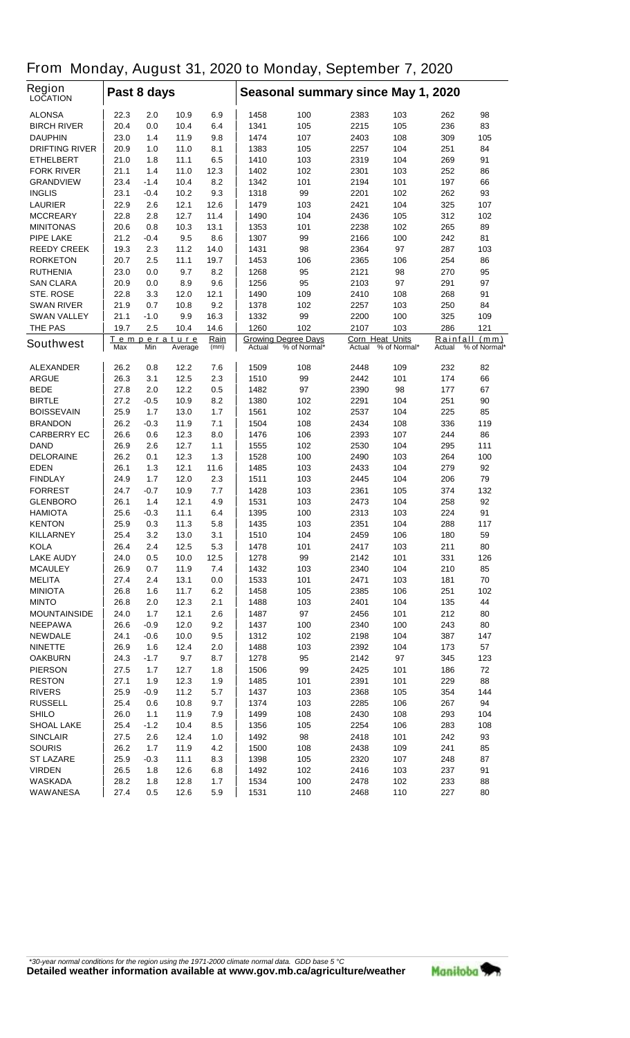# From Monday, August 31, 2020 to Monday, September 7, 2020

| Region LOCATION | Past 8 days | | | | Seasonal summary since May 1, 2020 | | | | | |
|---|---|---|---|---|---|---|---|---|---|---|
| ALONSA | 22.3 | 2.0 | 10.9 | 6.9 | 1458 | 100 | 2383 | 103 | 262 | 98 |
| BIRCH RIVER | 20.4 | 0.0 | 10.4 | 6.4 | 1341 | 105 | 2215 | 105 | 236 | 83 |
| DAUPHIN | 23.0 | 1.4 | 11.9 | 9.8 | 1474 | 107 | 2403 | 108 | 309 | 105 |
| DRIFTING RIVER | 20.9 | 1.0 | 11.0 | 8.1 | 1383 | 105 | 2257 | 104 | 251 | 84 |
| ETHELBERT | 21.0 | 1.8 | 11.1 | 6.5 | 1410 | 103 | 2319 | 104 | 269 | 91 |
| FORK RIVER | 21.1 | 1.4 | 11.0 | 12.3 | 1402 | 102 | 2301 | 103 | 252 | 86 |
| GRANDVIEW | 23.4 | -1.4 | 10.4 | 8.2 | 1342 | 101 | 2194 | 101 | 197 | 66 |
| INGLIS | 23.1 | -0.4 | 10.2 | 9.3 | 1318 | 99 | 2201 | 102 | 262 | 93 |
| LAURIER | 22.9 | 2.6 | 12.1 | 12.6 | 1479 | 103 | 2421 | 104 | 325 | 107 |
| MCCREARY | 22.8 | 2.8 | 12.7 | 11.4 | 1490 | 104 | 2436 | 105 | 312 | 102 |
| MINITONAS | 20.6 | 0.8 | 10.3 | 13.1 | 1353 | 101 | 2238 | 102 | 265 | 89 |
| PIPE LAKE | 21.2 | -0.4 | 9.5 | 8.6 | 1307 | 99 | 2166 | 100 | 242 | 81 |
| REEDY CREEK | 19.3 | 2.3 | 11.2 | 14.0 | 1431 | 98 | 2364 | 97 | 287 | 103 |
| RORKETON | 20.7 | 2.5 | 11.1 | 19.7 | 1453 | 106 | 2365 | 106 | 254 | 86 |
| RUTHENIA | 23.0 | 0.0 | 9.7 | 8.2 | 1268 | 95 | 2121 | 98 | 270 | 95 |
| SAN CLARA | 20.9 | 0.0 | 8.9 | 9.6 | 1256 | 95 | 2103 | 97 | 291 | 97 |
| STE. ROSE | 22.8 | 3.3 | 12.0 | 12.1 | 1490 | 109 | 2410 | 108 | 268 | 91 |
| SWAN RIVER | 21.9 | 0.7 | 10.8 | 9.2 | 1378 | 102 | 2257 | 103 | 250 | 84 |
| SWAN VALLEY | 21.1 | -1.0 | 9.9 | 16.3 | 1332 | 99 | 2200 | 100 | 325 | 109 |
| THE PAS | 19.7 | 2.5 | 10.4 | 14.6 | 1260 | 102 | 2107 | 103 | 286 | 121 |
| **Southwest** | Temperature Max | Min | Average | Rain (mm) | Growing Degree Days Actual | % of Normal* | Corn Heat Units Actual | % of Normal* | Rainfall (mm) Actual | % of Normal* |
| ALEXANDER | 26.2 | 0.8 | 12.2 | 7.6 | 1509 | 108 | 2448 | 109 | 232 | 82 |
| ARGUE | 26.3 | 3.1 | 12.5 | 2.3 | 1510 | 99 | 2442 | 101 | 174 | 66 |
| BEDE | 27.8 | 2.0 | 12.2 | 0.5 | 1482 | 97 | 2390 | 98 | 177 | 67 |
| BIRTLE | 27.2 | -0.5 | 10.9 | 8.2 | 1380 | 102 | 2291 | 104 | 251 | 90 |
| BOISSEVAIN | 25.9 | 1.7 | 13.0 | 1.7 | 1561 | 102 | 2537 | 104 | 225 | 85 |
| BRANDON | 26.2 | -0.3 | 11.9 | 7.1 | 1504 | 108 | 2434 | 108 | 336 | 119 |
| CARBERRY EC | 26.6 | 0.6 | 12.3 | 8.0 | 1476 | 106 | 2393 | 107 | 244 | 86 |
| DAND | 26.9 | 2.6 | 12.7 | 1.1 | 1555 | 102 | 2530 | 104 | 295 | 111 |
| DELORAINE | 26.2 | 0.1 | 12.3 | 1.3 | 1528 | 100 | 2490 | 103 | 264 | 100 |
| EDEN | 26.1 | 1.3 | 12.1 | 11.6 | 1485 | 103 | 2433 | 104 | 279 | 92 |
| FINDLAY | 24.9 | 1.7 | 12.0 | 2.3 | 1511 | 103 | 2445 | 104 | 206 | 79 |
| FORREST | 24.7 | -0.7 | 10.9 | 7.7 | 1428 | 103 | 2361 | 105 | 374 | 132 |
| GLENBORO | 26.1 | 1.4 | 12.1 | 4.9 | 1531 | 103 | 2473 | 104 | 258 | 92 |
| HAMIOTA | 25.6 | -0.3 | 11.1 | 6.4 | 1395 | 100 | 2313 | 103 | 224 | 91 |
| KENTON | 25.9 | 0.3 | 11.3 | 5.8 | 1435 | 103 | 2351 | 104 | 288 | 117 |
| KILLARNEY | 25.4 | 3.2 | 13.0 | 3.1 | 1510 | 104 | 2459 | 106 | 180 | 59 |
| KOLA | 26.4 | 2.4 | 12.5 | 5.3 | 1478 | 101 | 2417 | 103 | 211 | 80 |
| LAKE AUDY | 24.0 | 0.5 | 10.0 | 12.5 | 1278 | 99 | 2142 | 101 | 331 | 126 |
| MCAULEY | 26.9 | 0.7 | 11.9 | 7.4 | 1432 | 103 | 2340 | 104 | 210 | 85 |
| MELITA | 27.4 | 2.4 | 13.1 | 0.0 | 1533 | 101 | 2471 | 103 | 181 | 70 |
| MINIOTA | 26.8 | 1.6 | 11.7 | 6.2 | 1458 | 105 | 2385 | 106 | 251 | 102 |
| MINTO | 26.8 | 2.0 | 12.3 | 2.1 | 1488 | 103 | 2401 | 104 | 135 | 44 |
| MOUNTAINSIDE | 24.0 | 1.7 | 12.1 | 2.6 | 1487 | 97 | 2456 | 101 | 212 | 80 |
| NEEPAWA | 26.6 | -0.9 | 12.0 | 9.2 | 1437 | 100 | 2340 | 100 | 243 | 80 |
| NEWDALE | 24.1 | -0.6 | 10.0 | 9.5 | 1312 | 102 | 2198 | 104 | 387 | 147 |
| NINETTE | 26.9 | 1.6 | 12.4 | 2.0 | 1488 | 103 | 2392 | 104 | 173 | 57 |
| OAKBURN | 24.3 | -1.7 | 9.7 | 8.7 | 1278 | 95 | 2142 | 97 | 345 | 123 |
| PIERSON | 27.5 | 1.7 | 12.7 | 1.8 | 1506 | 99 | 2425 | 101 | 186 | 72 |
| RESTON | 27.1 | 1.9 | 12.3 | 1.9 | 1485 | 101 | 2391 | 101 | 229 | 88 |
| RIVERS | 25.9 | -0.9 | 11.2 | 5.7 | 1437 | 103 | 2368 | 105 | 354 | 144 |
| RUSSELL | 25.4 | 0.6 | 10.8 | 9.7 | 1374 | 103 | 2285 | 106 | 267 | 94 |
| SHILO | 26.0 | 1.1 | 11.9 | 7.9 | 1499 | 108 | 2430 | 108 | 293 | 104 |
| SHOAL LAKE | 25.4 | -1.2 | 10.4 | 8.5 | 1356 | 105 | 2254 | 106 | 283 | 108 |
| SINCLAIR | 27.5 | 2.6 | 12.4 | 1.0 | 1492 | 98 | 2418 | 101 | 242 | 93 |
| SOURIS | 26.2 | 1.7 | 11.9 | 4.2 | 1500 | 108 | 2438 | 109 | 241 | 85 |
| ST LAZARE | 25.9 | -0.3 | 11.1 | 8.3 | 1398 | 105 | 2320 | 107 | 248 | 87 |
| VIRDEN | 26.5 | 1.8 | 12.6 | 6.8 | 1492 | 102 | 2416 | 103 | 237 | 91 |
| WASKADA | 28.2 | 1.8 | 12.8 | 1.7 | 1534 | 100 | 2478 | 102 | 233 | 88 |
| WAWANESA | 27.4 | 0.5 | 12.6 | 5.9 | 1531 | 110 | 2468 | 110 | 227 | 80 |

*\*30-year normal conditions for the region using the 1971-2000 climate normal data. GDD base 5 °C*

**Detailed weather information available at www.gov.mb.ca/agriculture/weather**

Manitoba